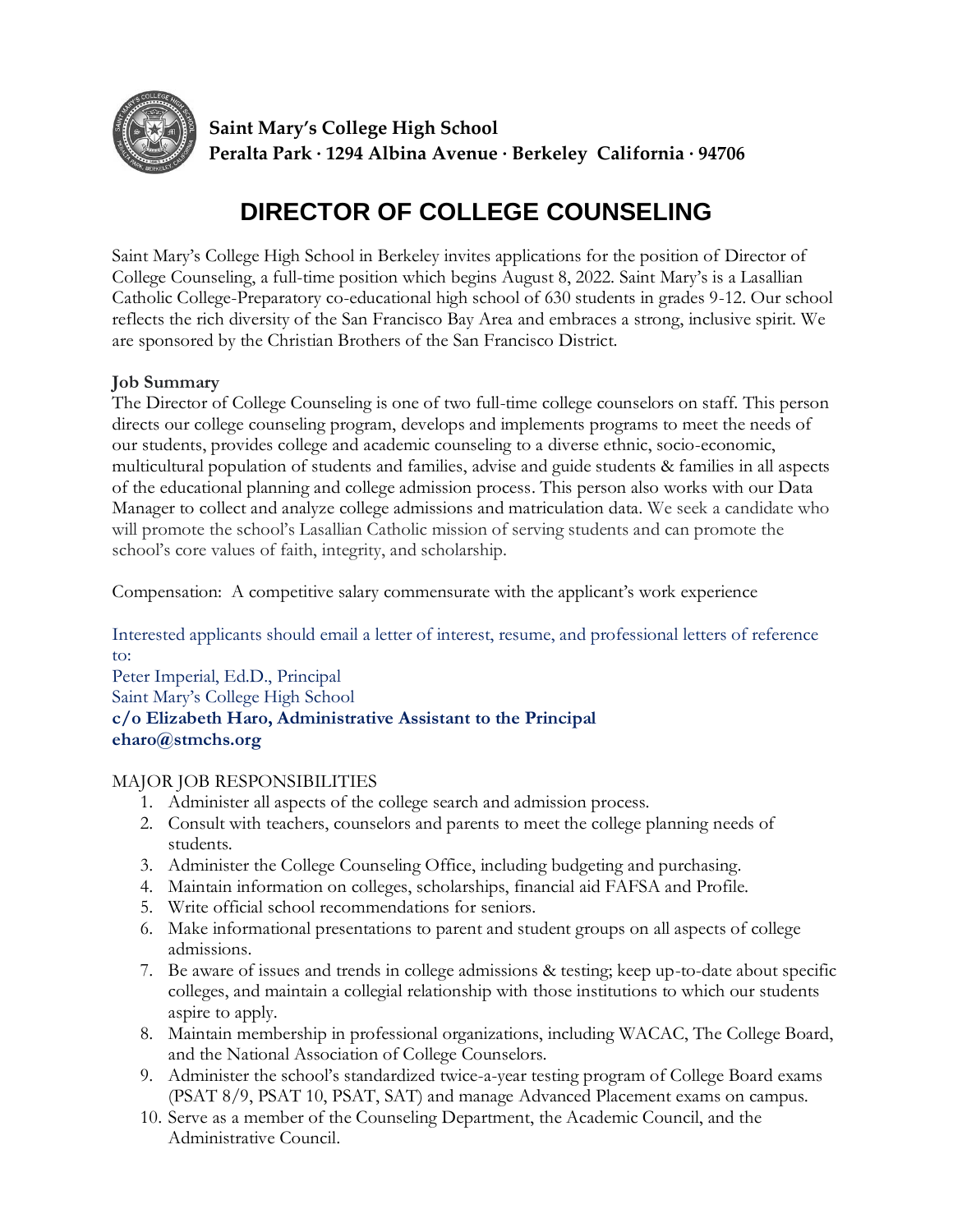**Saint Mary's College High School**
**Peralta Park · 1294 Albina Avenue · Berkeley California · 94706**

# DIRECTOR OF COLLEGE COUNSELING

Saint Mary's College High School in Berkeley invites applications for the position of Director of College Counseling, a full-time position which begins August 8, 2022. Saint Mary's is a Lasallian Catholic College-Preparatory co-educational high school of 630 students in grades 9-12. Our school reflects the rich diversity of the San Francisco Bay Area and embraces a strong, inclusive spirit. We are sponsored by the Christian Brothers of the San Francisco District.

**Job Summary**

The Director of College Counseling is one of two full-time college counselors on staff. This person directs our college counseling program, develops and implements programs to meet the needs of our students, provides college and academic counseling to a diverse ethnic, socio-economic, multicultural population of students and families, advise and guide students & families in all aspects of the educational planning and college admission process. This person also works with our Data Manager to collect and analyze college admissions and matriculation data. We seek a candidate who will promote the school's Lasallian Catholic mission of serving students and can promote the school's core values of faith, integrity, and scholarship.

Compensation: A competitive salary commensurate with the applicant's work experience

Interested applicants should email a letter of interest, resume, and professional letters of reference to:
Peter Imperial, Ed.D., Principal
Saint Mary's College High School
**c/o Elizabeth Haro, Administrative Assistant to the Principal**
**eharo@stmchs.org**

MAJOR JOB RESPONSIBILITIES

1. Administer all aspects of the college search and admission process.
2. Consult with teachers, counselors and parents to meet the college planning needs of students.
3. Administer the College Counseling Office, including budgeting and purchasing.
4. Maintain information on colleges, scholarships, financial aid FAFSA and Profile.
5. Write official school recommendations for seniors.
6. Make informational presentations to parent and student groups on all aspects of college admissions.
7. Be aware of issues and trends in college admissions & testing; keep up-to-date about specific colleges, and maintain a collegial relationship with those institutions to which our students aspire to apply.
8. Maintain membership in professional organizations, including WACAC, The College Board, and the National Association of College Counselors.
9. Administer the school's standardized twice-a-year testing program of College Board exams (PSAT 8/9, PSAT 10, PSAT, SAT) and manage Advanced Placement exams on campus.
10. Serve as a member of the Counseling Department, the Academic Council, and the Administrative Council.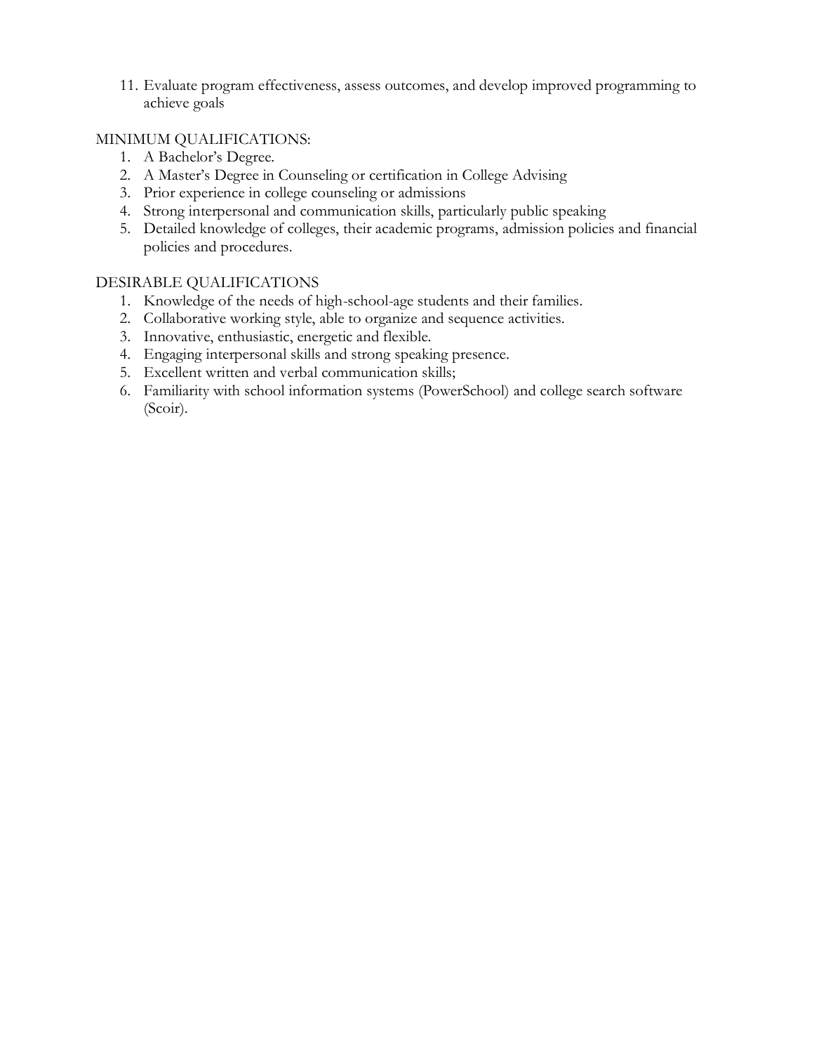11. Evaluate program effectiveness, assess outcomes, and develop improved programming to achieve goals

MINIMUM QUALIFICATIONS:

1. A Bachelor's Degree.
2. A Master's Degree in Counseling or certification in College Advising
3. Prior experience in college counseling or admissions
4. Strong interpersonal and communication skills, particularly public speaking
5. Detailed knowledge of colleges, their academic programs, admission policies and financial policies and procedures.

DESIRABLE QUALIFICATIONS

1. Knowledge of the needs of high-school-age students and their families.
2. Collaborative working style, able to organize and sequence activities.
3. Innovative, enthusiastic, energetic and flexible.
4. Engaging interpersonal skills and strong speaking presence.
5. Excellent written and verbal communication skills;
6. Familiarity with school information systems (PowerSchool) and college search software (Scoir).